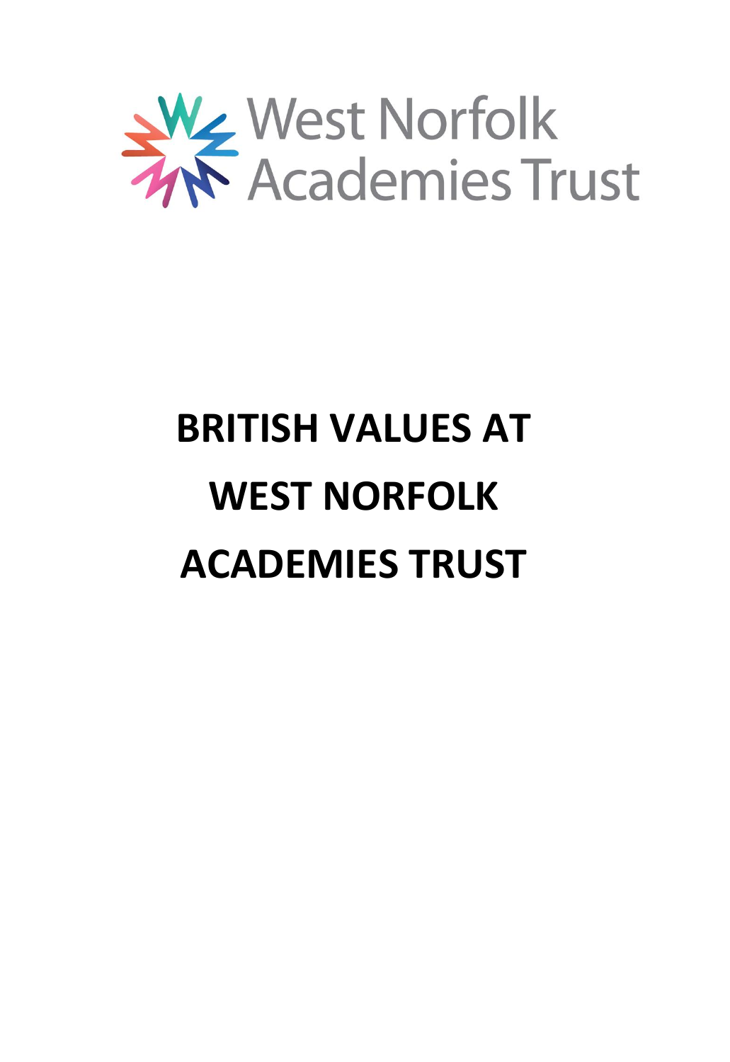West Norfolk Academies Trust

# BRITISH VALUES AT WEST NORFOLK ACADEMIES TRUST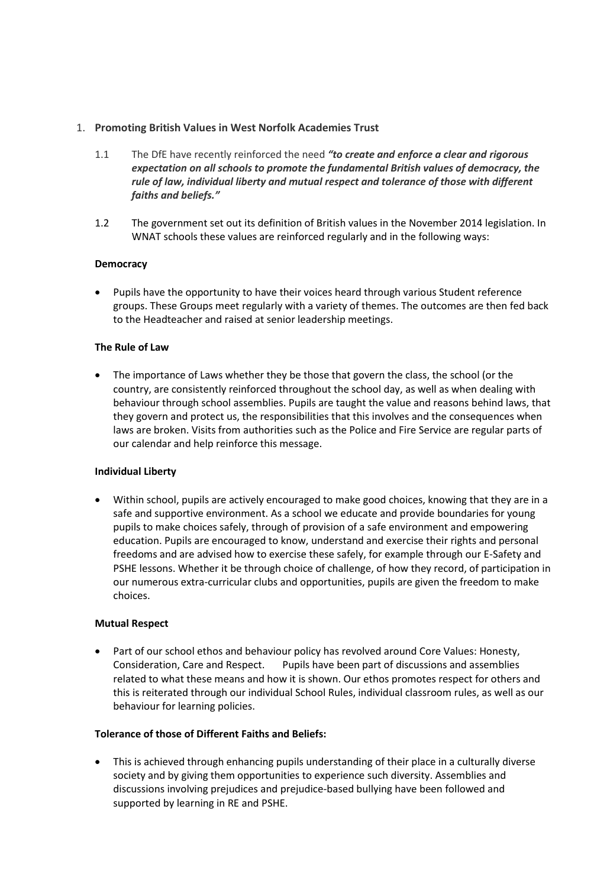1. **Promoting British Values in West Norfolk Academies Trust**

    1.1 The DfE have recently reinforced the need ***"to create and enforce a clear and rigorous expectation on all schools to promote the fundamental British values of democracy, the rule of law, individual liberty and mutual respect and tolerance of those with different faiths and beliefs."***

    1.2 The government set out its definition of British values in the November 2014 legislation. In WNAT schools these values are reinforced regularly and in the following ways:

**Democracy**

- Pupils have the opportunity to have their voices heard through various Student reference groups. These Groups meet regularly with a variety of themes. The outcomes are then fed back to the Headteacher and raised at senior leadership meetings.

**The Rule of Law**

- The importance of Laws whether they be those that govern the class, the school (or the country, are consistently reinforced throughout the school day, as well as when dealing with behaviour through school assemblies. Pupils are taught the value and reasons behind laws, that they govern and protect us, the responsibilities that this involves and the consequences when laws are broken. Visits from authorities such as the Police and Fire Service are regular parts of our calendar and help reinforce this message.

**Individual Liberty**

- Within school, pupils are actively encouraged to make good choices, knowing that they are in a safe and supportive environment. As a school we educate and provide boundaries for young pupils to make choices safely, through of provision of a safe environment and empowering education. Pupils are encouraged to know, understand and exercise their rights and personal freedoms and are advised how to exercise these safely, for example through our E-Safety and PSHE lessons. Whether it be through choice of challenge, of how they record, of participation in our numerous extra-curricular clubs and opportunities, pupils are given the freedom to make choices.

**Mutual Respect**

- Part of our school ethos and behaviour policy has revolved around Core Values: Honesty, Consideration, Care and Respect. Pupils have been part of discussions and assemblies related to what these means and how it is shown. Our ethos promotes respect for others and this is reiterated through our individual School Rules, individual classroom rules, as well as our behaviour for learning policies.

**Tolerance of those of Different Faiths and Beliefs:**

- This is achieved through enhancing pupils understanding of their place in a culturally diverse society and by giving them opportunities to experience such diversity. Assemblies and discussions involving prejudices and prejudice-based bullying have been followed and supported by learning in RE and PSHE.